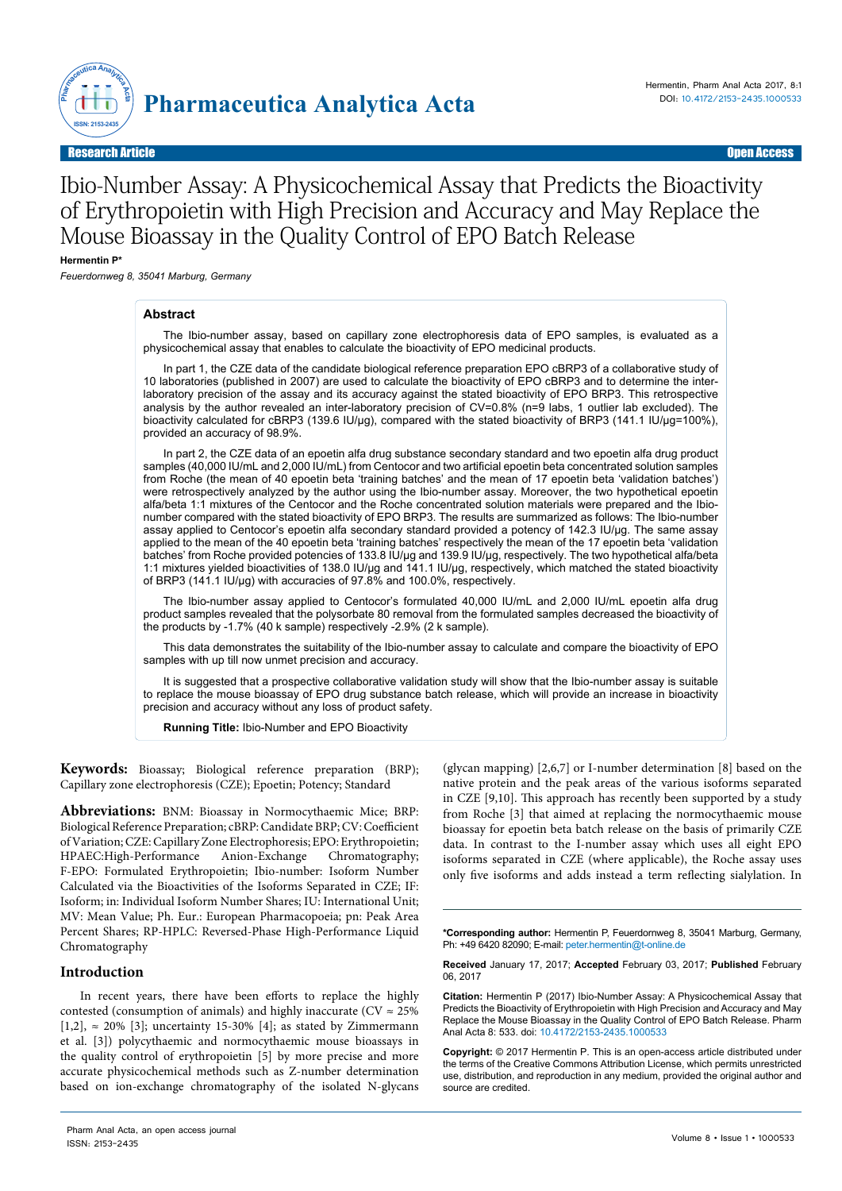Research Article | Open Access

# Ibio-Number Assay: A Physicochemical Assay that Predicts the Bioactivity of Erythropoietin with High Precision and Accuracy and May Replace the Mouse Bioassay in the Quality Control of EPO Batch Release

**Hermentin P***

*Feuerdornweg 8, 35041 Marburg, Germany*

## Abstract

The Ibio-number assay, based on capillary zone electrophoresis data of EPO samples, is evaluated as a physicochemical assay that enables to calculate the bioactivity of EPO medicinal products.

In part 1, the CZE data of the candidate biological reference preparation EPO cBRP3 of a collaborative study of 10 laboratories (published in 2007) are used to calculate the bioactivity of EPO cBRP3 and to determine the inter-laboratory precision of the assay and its accuracy against the stated bioactivity of EPO BRP3. This retrospective analysis by the author revealed an inter-laboratory precision of CV=0.8% (n=9 labs, 1 outlier lab excluded). The bioactivity calculated for cBRP3 (139.6 IU/µg), compared with the stated bioactivity of BRP3 (141.1 IU/µg=100%), provided an accuracy of 98.9%.

In part 2, the CZE data of an epoetin alfa drug substance secondary standard and two epoetin alfa drug product samples (40,000 IU/mL and 2,000 IU/mL) from Centocor and two artificial epoetin beta concentrated solution samples from Roche (the mean of 40 epoetin beta 'training batches' and the mean of 17 epoetin beta 'validation batches') were retrospectively analyzed by the author using the Ibio-number assay. Moreover, the two hypothetical epoetin alfa/beta 1:1 mixtures of the Centocor and the Roche concentrated solution materials were prepared and the Ibio-number compared with the stated bioactivity of EPO BRP3. The results are summarized as follows: The Ibio-number assay applied to Centocor's epoetin alfa secondary standard provided a potency of 142.3 IU/µg. The same assay applied to the mean of the 40 epoetin beta 'training batches' respectively the mean of the 17 epoetin beta 'validation batches' from Roche provided potencies of 133.8 IU/µg and 139.9 IU/µg, respectively. The two hypothetical alfa/beta 1:1 mixtures yielded bioactivities of 138.0 IU/µg and 141.1 IU/µg, respectively, which matched the stated bioactivity of BRP3 (141.1 IU/µg) with accuracies of 97.8% and 100.0%, respectively.

The Ibio-number assay applied to Centocor's formulated 40,000 IU/mL and 2,000 IU/mL epoetin alfa drug product samples revealed that the polysorbate 80 removal from the formulated samples decreased the bioactivity of the products by -1.7% (40 k sample) respectively -2.9% (2 k sample).

This data demonstrates the suitability of the Ibio-number assay to calculate and compare the bioactivity of EPO samples with up till now unmet precision and accuracy.

It is suggested that a prospective collaborative validation study will show that the Ibio-number assay is suitable to replace the mouse bioassay of EPO drug substance batch release, which will provide an increase in bioactivity precision and accuracy without any loss of product safety.

**Running Title:** Ibio-Number and EPO Bioactivity

**Keywords:** Bioassay; Biological reference preparation (BRP); Capillary zone electrophoresis (CZE); Epoetin; Potency; Standard

**Abbreviations:** BNM: Bioassay in Normocythaemic Mice; BRP: Biological Reference Preparation; cBRP: Candidate BRP; CV: Coefficient of Variation; CZE: Capillary Zone Electrophoresis; EPO: Erythropoietin; HPAEC: High-Performance Anion-Exchange Chromatography; F-EPO: Formulated Erythropoietin; Ibio-number: Isoform Number Calculated via the Bioactivities of the Isoforms Separated in CZE; IF: Isoform; in: Individual Isoform Number Shares; IU: International Unit; MV: Mean Value; Ph. Eur.: European Pharmacopoeia; pn: Peak Area Percent Shares; RP-HPLC: Reversed-Phase High-Performance Liquid Chromatography

## Introduction

In recent years, there have been efforts to replace the highly contested (consumption of animals) and highly inaccurate (CV ≈ 25% [1,2], ≈ 20% [3]; uncertainty 15-30% [4]; as stated by Zimmermann et al. [3]) polycythaemic and normocythaemic mouse bioassays in the quality control of erythropoietin [5] by more precise and more accurate physicochemical methods such as Z-number determination based on ion-exchange chromatography of the isolated N-glycans (glycan mapping) [2,6,7] or I-number determination [8] based on the native protein and the peak areas of the various isoforms separated in CZE [9,10]. This approach has recently been supported by a study from Roche [3] that aimed at replacing the normocythaemic mouse bioassay for epoetin beta batch release on the basis of primarily CZE data. In contrast to the I-number assay which uses all eight EPO isoforms separated in CZE (where applicable), the Roche assay uses only five isoforms and adds instead a term reflecting sialylation. In

---

***Corresponding author:** Hermentin P, Feuerdornweg 8, 35041 Marburg, Germany, Ph: +49 6420 82090; E-mail: peter.hermentin@t-online.de

**Received** January 17, 2017; **Accepted** February 03, 2017; **Published** February 06, 2017

**Citation:** Hermentin P (2017) Ibio-Number Assay: A Physicochemical Assay that Predicts the Bioactivity of Erythropoietin with High Precision and Accuracy and May Replace the Mouse Bioassay in the Quality Control of EPO Batch Release. Pharm Anal Acta 8: 533. doi: 10.4172/2153-2435.1000533

**Copyright:** © 2017 Hermentin P. This is an open-access article distributed under the terms of the Creative Commons Attribution License, which permits unrestricted use, distribution, and reproduction in any medium, provided the original author and source are credited.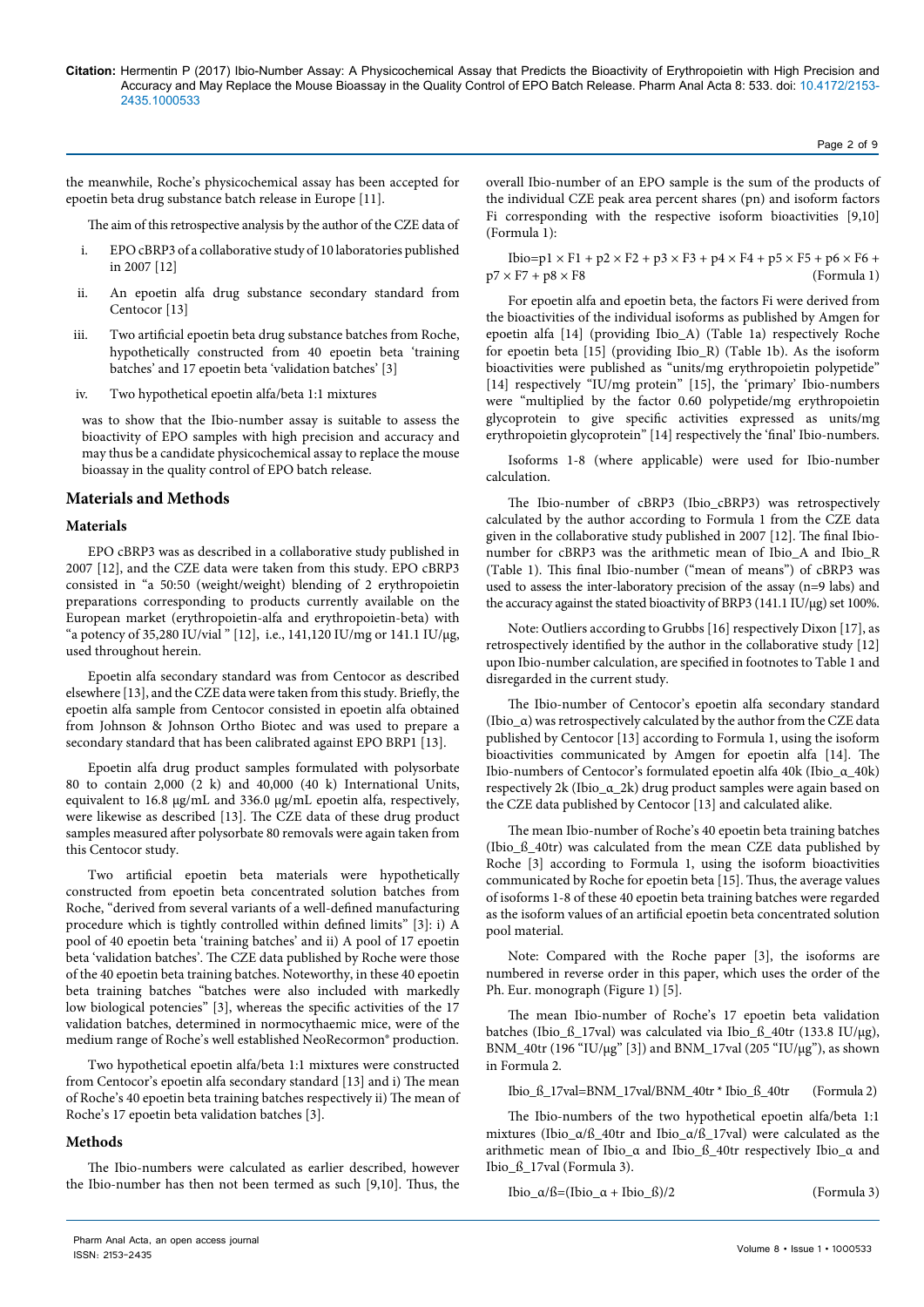the meanwhile, Roche's physicochemical assay has been accepted for epoetin beta drug substance batch release in Europe [11].

The aim of this retrospective analysis by the author of the CZE data of

i. EPO cBRP3 of a collaborative study of 10 laboratories published in 2007 [12]

ii. An epoetin alfa drug substance secondary standard from Centocor [13]

iii. Two artificial epoetin beta drug substance batches from Roche, hypothetically constructed from 40 epoetin beta 'training batches' and 17 epoetin beta 'validation batches' [3]

iv. Two hypothetical epoetin alfa/beta 1:1 mixtures

was to show that the Ibio-number assay is suitable to assess the bioactivity of EPO samples with high precision and accuracy and may thus be a candidate physicochemical assay to replace the mouse bioassay in the quality control of EPO batch release.

## Materials and Methods

### Materials

EPO cBRP3 was as described in a collaborative study published in 2007 [12], and the CZE data were taken from this study. EPO cBRP3 consisted in "a 50:50 (weight/weight) blending of 2 erythropoietin preparations corresponding to products currently available on the European market (erythropoietin-alfa and erythropoietin-beta) with "a potency of 35,280 IU/vial " [12], i.e., 141,120 IU/mg or 141.1 IU/µg, used throughout herein.

Epoetin alfa secondary standard was from Centocor as described elsewhere [13], and the CZE data were taken from this study. Briefly, the epoetin alfa sample from Centocor consisted in epoetin alfa obtained from Johnson & Johnson Ortho Biotec and was used to prepare a secondary standard that has been calibrated against EPO BRP1 [13].

Epoetin alfa drug product samples formulated with polysorbate 80 to contain 2,000 (2 k) and 40,000 (40 k) International Units, equivalent to 16.8 µg/mL and 336.0 µg/mL epoetin alfa, respectively, were likewise as described [13]. The CZE data of these drug product samples measured after polysorbate 80 removals were again taken from this Centocor study.

Two artificial epoetin beta materials were hypothetically constructed from epoetin beta concentrated solution batches from Roche, "derived from several variants of a well-defined manufacturing procedure which is tightly controlled within defined limits" [3]: i) A pool of 40 epoetin beta 'training batches' and ii) A pool of 17 epoetin beta 'validation batches'. The CZE data published by Roche were those of the 40 epoetin beta training batches. Noteworthy, in these 40 epoetin beta training batches "batches were also included with markedly low biological potencies" [3], whereas the specific activities of the 17 validation batches, determined in normocythaemic mice, were of the medium range of Roche's well established NeoRecormon® production.

Two hypothetical epoetin alfa/beta 1:1 mixtures were constructed from Centocor's epoetin alfa secondary standard [13] and i) The mean of Roche's 40 epoetin beta training batches respectively ii) The mean of Roche's 17 epoetin beta validation batches [3].

### Methods

The Ibio-numbers were calculated as earlier described, however the Ibio-number has then not been termed as such [9,10]. Thus, the overall Ibio-number of an EPO sample is the sum of the products of the individual CZE peak area percent shares (pn) and isoform factors Fi corresponding with the respective isoform bioactivities [9,10] (Formula 1):

$$\text{Ibio} = p1 \times F1 + p2 \times F2 + p3 \times F3 + p4 \times F4 + p5 \times F5 + p6 \times F6 + p7 \times F7 + p8 \times F8 \quad \text{(Formula 1)}$$

For epoetin alfa and epoetin beta, the factors Fi were derived from the bioactivities of the individual isoforms as published by Amgen for epoetin alfa [14] (providing Ibio_A) (Table 1a) respectively Roche for epoetin beta [15] (providing Ibio_R) (Table 1b). As the isoform bioactivities were published as "units/mg erythropoietin polypeptide" [14] respectively "IU/mg protein" [15], the 'primary' Ibio-numbers were "multiplied by the factor 0.60 polypeptide/mg erythropoietin glycoprotein to give specific activities expressed as units/mg erythropoietin glycoprotein" [14] respectively the 'final' Ibio-numbers.

Isoforms 1-8 (where applicable) were used for Ibio-number calculation.

The Ibio-number of cBRP3 (Ibio_cBRP3) was retrospectively calculated by the author according to Formula 1 from the CZE data given in the collaborative study published in 2007 [12]. The final Ibio-number for cBRP3 was the arithmetic mean of Ibio_A and Ibio_R (Table 1). This final Ibio-number ("mean of means") of cBRP3 was used to assess the inter-laboratory precision of the assay (n=9 labs) and the accuracy against the stated bioactivity of BRP3 (141.1 IU/µg) set 100%.

Note: Outliers according to Grubbs [16] respectively Dixon [17], as retrospectively identified by the author in the collaborative study [12] upon Ibio-number calculation, are specified in footnotes to Table 1 and disregarded in the current study.

The Ibio-number of Centocor's epoetin alfa secondary standard (Ibio_α) was retrospectively calculated by the author from the CZE data published by Centocor [13] according to Formula 1, using the isoform bioactivities communicated by Amgen for epoetin alfa [14]. The Ibio-numbers of Centocor's formulated epoetin alfa 40k (Ibio_α_40k) respectively 2k (Ibio_α_2k) drug product samples were again based on the CZE data published by Centocor [13] and calculated alike.

The mean Ibio-number of Roche's 40 epoetin beta training batches (Ibio_ß_40tr) was calculated from the mean CZE data published by Roche [3] according to Formula 1, using the isoform bioactivities communicated by Roche for epoetin beta [15]. Thus, the average values of isoforms 1-8 of these 40 epoetin beta training batches were regarded as the isoform values of an artificial epoetin beta concentrated solution pool material.

Note: Compared with the Roche paper [3], the isoforms are numbered in reverse order in this paper, which uses the order of the Ph. Eur. monograph (Figure 1) [5].

The mean Ibio-number of Roche's 17 epoetin beta validation batches (Ibio_ß_17val) was calculated via Ibio_ß_40tr (133.8 IU/µg), BNM_40tr (196 "IU/µg" [3]) and BNM_17val (205 "IU/µg"), as shown in Formula 2.

$$\text{Ibio\_ß\_17val} = \text{BNM\_17val}/\text{BNM\_40tr} * \text{Ibio\_ß\_40tr} \quad \text{(Formula 2)}$$

The Ibio-numbers of the two hypothetical epoetin alfa/beta 1:1 mixtures (Ibio_α/ß_40tr and Ibio_α/ß_17val) were calculated as the arithmetic mean of Ibio_α and Ibio_ß_40tr respectively Ibio_α and Ibio_ß_17val (Formula 3).

$$\text{Ibio\_α/ß} = (\text{Ibio\_α} + \text{Ibio\_ß})/2 \quad \text{(Formula 3)}$$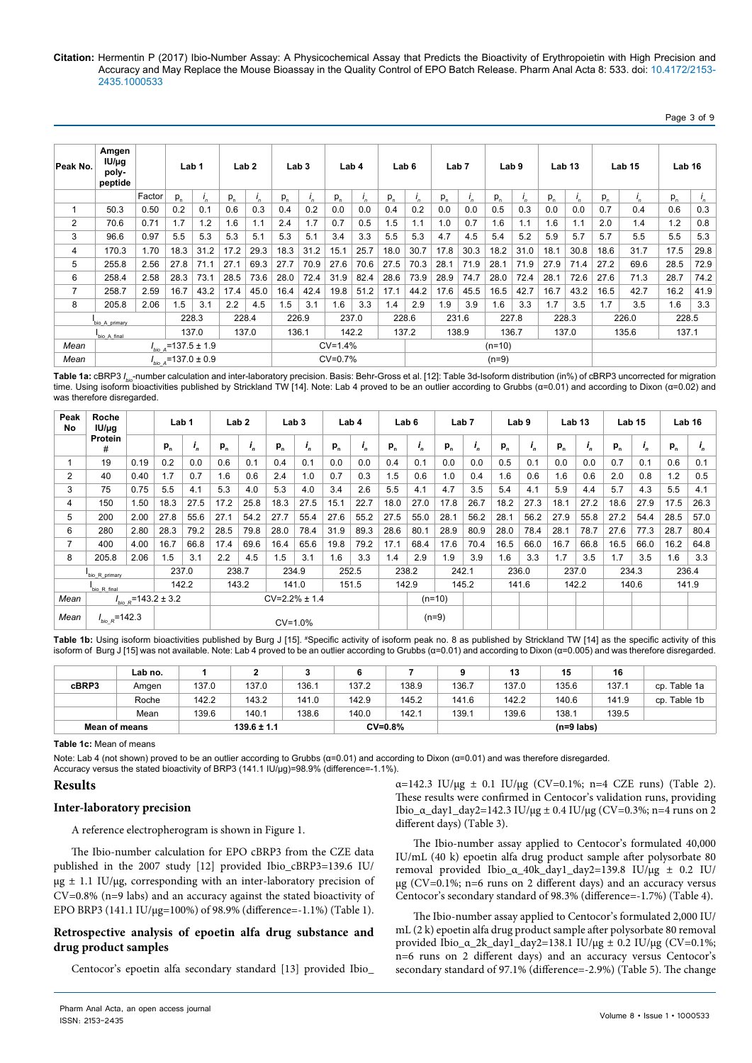**Citation:** Hermentin P (2017) Ibio-Number Assay: A Physicochemical Assay that Predicts the Bioactivity of Erythropoietin with High Precision and Accuracy and May Replace the Mouse Bioassay in the Quality Control of EPO Batch Release. Pharm Anal Acta 8: 533. doi: 10.4172/2153-2435.1000533

| Peak No. | Amgen IU/µg poly-peptide | | Lab 1 | | Lab 2 | | Lab 3 | | Lab 4 | | Lab 6 | | Lab 7 | | Lab 9 | | Lab 13 | | Lab 15 | | Lab 16 | |
|---|---|---|---|---|---|---|---|---|---|---|---|---|---|---|---|---|---|---|---|---|---|---|
| | | Factor | $p_n$ | $i_n$ | $p_n$ | $i_n$ | $p_n$ | $i_n$ | $p_n$ | $i_n$ | $p_n$ | $i_n$ | $p_n$ | $i_n$ | $p_n$ | $i_n$ | $p_n$ | $i_n$ | $p_n$ | $i_n$ | $p_n$ | $i_n$ |
| 1 | 50.3 | 0.50 | 0.2 | 0.1 | 0.6 | 0.3 | 0.4 | 0.2 | 0.0 | 0.0 | 0.4 | 0.2 | 0.0 | 0.0 | 0.5 | 0.3 | 0.0 | 0.0 | 0.7 | 0.4 | 0.6 | 0.3 |
| 2 | 70.6 | 0.71 | 1.7 | 1.2 | 1.6 | 1.1 | 2.4 | 1.7 | 0.7 | 0.5 | 1.5 | 1.1 | 1.0 | 0.7 | 1.6 | 1.1 | 1.6 | 1.1 | 2.0 | 1.4 | 1.2 | 0.8 |
| 3 | 96.6 | 0.97 | 5.5 | 5.3 | 5.3 | 5.1 | 5.3 | 5.1 | 3.4 | 3.3 | 5.5 | 5.3 | 4.7 | 4.5 | 5.4 | 5.2 | 5.9 | 5.7 | 5.7 | 5.5 | 5.5 | 5.3 |
| 4 | 170.3 | 1.70 | 18.3 | 31.2 | 17.2 | 29.3 | 18.3 | 31.2 | 15.1 | 25.7 | 18.0 | 30.7 | 17.8 | 30.3 | 18.2 | 31.0 | 18.1 | 30.8 | 18.6 | 31.7 | 17.5 | 29.8 |
| 5 | 255.8 | 2.56 | 27.8 | 71.1 | 27.1 | 69.3 | 27.7 | 70.9 | 27.6 | 70.6 | 27.5 | 70.3 | 28.1 | 71.9 | 28.1 | 71.9 | 27.9 | 71.4 | 27.2 | 69.6 | 28.5 | 72.9 |
| 6 | 258.4 | 2.58 | 28.3 | 73.1 | 28.5 | 73.6 | 28.0 | 72.4 | 31.9 | 82.4 | 28.6 | 73.9 | 28.9 | 74.7 | 28.0 | 72.4 | 28.1 | 72.6 | 27.6 | 71.3 | 28.7 | 74.2 |
| 7 | 258.7 | 2.59 | 16.7 | 43.2 | 17.4 | 45.0 | 16.4 | 42.4 | 19.8 | 51.2 | 17.1 | 44.2 | 17.6 | 45.5 | 16.5 | 42.7 | 16.7 | 43.2 | 16.5 | 42.7 | 16.2 | 41.9 |
| 8 | 205.8 | 2.06 | 1.5 | 3.1 | 2.2 | 4.5 | 1.5 | 3.1 | 1.6 | 3.3 | 1.4 | 2.9 | 1.9 | 3.9 | 1.6 | 3.3 | 1.7 | 3.5 | 1.7 | 3.5 | 1.6 | 3.3 |
| $I_{bio\_A\_primary}$ | | | 228.3 | | 228.4 | | 226.9 | | 237.0 | | 228.6 | | 231.6 | | 227.8 | | 228.3 | | 226.0 | | 228.5 | |
| $I_{bio\_A\_final}$ | | | 137.0 | | 137.0 | | 136.1 | | 142.2 | | 137.2 | | 138.9 | | 136.7 | | 137.0 | | 135.6 | | 137.1 | |
| *Mean* | $I_{bio\_A}$=137.5 ± 1.9 | | | | | | | | CV=1.4% | | | | | | (n=10) | | | | | | | |
| *Mean* | $I_{bio\_A}$=137.0 ± 0.9 | | | | | | | | CV=0.7% | | | | | | (n=9) | | | | | | | |

**Table 1a:** cBRP3 $I_{bio}$-number calculation and inter-laboratory precision. Basis: Behr-Gross et al. [12]: Table 3d-Isoform distribution (in%) of cBRP3 uncorrected for migration time. Using isoform bioactivities published by Strickland TW [14]. Note: Lab 4 proved to be an outlier according to Grubbs (α=0.01) and according to Dixon (α=0.02) and was therefore disregarded.

| Peak No | Roche IU/µg Protein # | | Lab 1 | | Lab 2 | | Lab 3 | | Lab 4 | | Lab 6 | | Lab 7 | | Lab 9 | | Lab 13 | | Lab 15 | | Lab 16 | |
|---|---|---|---|---|---|---|---|---|---|---|---|---|---|---|---|---|---|---|---|---|---|---|
| | | | $p_n$ | $i_n$ | $p_n$ | $i_n$ | $p_n$ | $i_n$ | $p_n$ | $i_n$ | $p_n$ | $i_n$ | $p_n$ | $i_n$ | $p_n$ | $i_n$ | $p_n$ | $i_n$ | $p_n$ | $i_n$ | $p_n$ | $i_n$ |
| 1 | 19 | 0.19 | 0.2 | 0.0 | 0.6 | 0.1 | 0.4 | 0.1 | 0.0 | 0.0 | 0.4 | 0.1 | 0.0 | 0.0 | 0.5 | 0.1 | 0.0 | 0.0 | 0.7 | 0.1 | 0.6 | 0.1 |
| 2 | 40 | 0.40 | 1.7 | 0.7 | 1.6 | 0.6 | 2.4 | 1.0 | 0.7 | 0.3 | 1.5 | 0.6 | 1.0 | 0.4 | 1.6 | 0.6 | 1.6 | 0.6 | 2.0 | 0.8 | 1.2 | 0.5 |
| 3 | 75 | 0.75 | 5.5 | 4.1 | 5.3 | 4.0 | 5.3 | 4.0 | 3.4 | 2.6 | 5.5 | 4.1 | 4.7 | 3.5 | 5.4 | 4.1 | 5.9 | 4.4 | 5.7 | 4.3 | 5.5 | 4.1 |
| 4 | 150 | 1.50 | 18.3 | 27.5 | 17.2 | 25.8 | 18.3 | 27.5 | 15.1 | 22.7 | 18.0 | 27.0 | 17.8 | 26.7 | 18.2 | 27.3 | 18.1 | 27.2 | 18.6 | 27.9 | 17.5 | 26.3 |
| 5 | 200 | 2.00 | 27.8 | 55.6 | 27.1 | 54.2 | 27.7 | 55.4 | 27.6 | 55.2 | 27.5 | 55.0 | 28.1 | 56.2 | 28.1 | 56.2 | 27.9 | 55.8 | 27.2 | 54.4 | 28.5 | 57.0 |
| 6 | 280 | 2.80 | 28.3 | 79.2 | 28.5 | 79.8 | 28.0 | 78.4 | 31.9 | 89.3 | 28.6 | 80.1 | 28.9 | 80.9 | 28.0 | 78.4 | 28.1 | 78.7 | 27.6 | 77.3 | 28.7 | 80.4 |
| 7 | 400 | 4.00 | 16.7 | 66.8 | 17.4 | 69.6 | 16.4 | 65.6 | 19.8 | 79.2 | 17.1 | 68.4 | 17.6 | 70.4 | 16.5 | 66.0 | 16.7 | 66.8 | 16.5 | 66.0 | 16.2 | 64.8 |
| 8 | 205.8 | 2.06 | 1.5 | 3.1 | 2.2 | 4.5 | 1.5 | 3.1 | 1.6 | 3.3 | 1.4 | 2.9 | 1.9 | 3.9 | 1.6 | 3.3 | 1.7 | 3.5 | 1.7 | 3.5 | 1.6 | 3.3 |
| $I_{bio\_R\_primary}$ | | | 237.0 | | 238.7 | | 234.9 | | 252.5 | | 238.2 | | 242.1 | | 236.0 | | 237.0 | | 234.3 | | 236.4 | |
| $I_{bio\_R\_final}$ | | | 142.2 | | 143.2 | | 141.0 | | 151.5 | | 142.9 | | 145.2 | | 141.6 | | 142.2 | | 140.6 | | 141.9 | |
| *Mean* | $I_{bio\_R}$=143.2 ± 3.2 | | | | CV=2.2% ± 1.4 | | | | | | | (n=10) | | | | | | | | | | |
| *Mean* | $I_{bio\_R}$=142.3 | | | | CV=1.0% | | | | | | | (n=9) | | | | | | | | | | |

**Table 1b:** Using isoform bioactivities published by Burg J [15]. #Specific activity of isoform peak no. 8 as published by Strickland TW [14] as the specific activity of this isoform of Burg J [15] was not available. Note: Lab 4 proved to be an outlier according to Grubbs (α=0.01) and according to Dixon (α=0.005) and was therefore disregarded.

| | Lab no. | 1 | 2 | 3 | 6 | 7 | 9 | 13 | 15 | 16 | |
|---|---|---|---|---|---|---|---|---|---|---|---|
| **cBRP3** | Amgen | 137.0 | 137.0 | 136.1 | 137.2 | 138.9 | 136.7 | 137.0 | 135.6 | 137.1 | cp. Table 1a |
| | Roche | 142.2 | 143.2 | 141.0 | 142.9 | 145.2 | 141.6 | 142.2 | 140.6 | 141.9 | cp. Table 1b |
| | Mean | 139.6 | 140.1 | 138.6 | 140.0 | 142.1 | 139.1 | 139.6 | 138.1 | 139.5 | |
| **Mean of means** | | | **139.6 ± 1.1** | | | **CV=0.8%** | | | **(n=9 labs)** | | |

**Table 1c:** Mean of means

Note: Lab 4 (not shown) proved to be an outlier according to Grubbs (α=0.01) and according to Dixon (α=0.01) and was therefore disregarded.
Accuracy versus the stated bioactivity of BRP3 (141.1 IU/µg)=98.9% (difference=-1.1%).

## Results

### Inter-laboratory precision

A reference electropherogram is shown in Figure 1.

The Ibio-number calculation for EPO cBRP3 from the CZE data published in the 2007 study [12] provided Ibio_cBRP3=139.6 IU/µg ± 1.1 IU/µg, corresponding with an inter-laboratory precision of CV=0.8% (n=9 labs) and an accuracy against the stated bioactivity of EPO BRP3 (141.1 IU/µg=100%) of 98.9% (difference=-1.1%) (Table 1).

### Retrospective analysis of epoetin alfa drug substance and drug product samples

Centocor's epoetin alfa secondary standard [13] provided Ibio_α=142.3 IU/µg ± 0.1 IU/µg (CV=0.1%; n=4 CZE runs) (Table 2). These results were confirmed in Centocor's validation runs, providing Ibio_α_day1_day2=142.3 IU/µg ± 0.4 IU/µg (CV=0.3%; n=4 runs on 2 different days) (Table 3).

The Ibio-number assay applied to Centocor's formulated 40,000 IU/mL (40 k) epoetin alfa drug product sample after polysorbate 80 removal provided Ibio_α_40k_day1_day2=139.8 IU/µg ± 0.2 IU/µg (CV=0.1%; n=6 runs on 2 different days) and an accuracy versus Centocor's secondary standard of 98.3% (difference=-1.7%) (Table 4).

The Ibio-number assay applied to Centocor's formulated 2,000 IU/mL (2 k) epoetin alfa drug product sample after polysorbate 80 removal provided Ibio_α_2k_day1_day2=138.1 IU/µg ± 0.2 IU/µg (CV=0.1%; n=6 runs on 2 different days) and an accuracy versus Centocor's secondary standard of 97.1% (difference=-2.9%) (Table 5). The change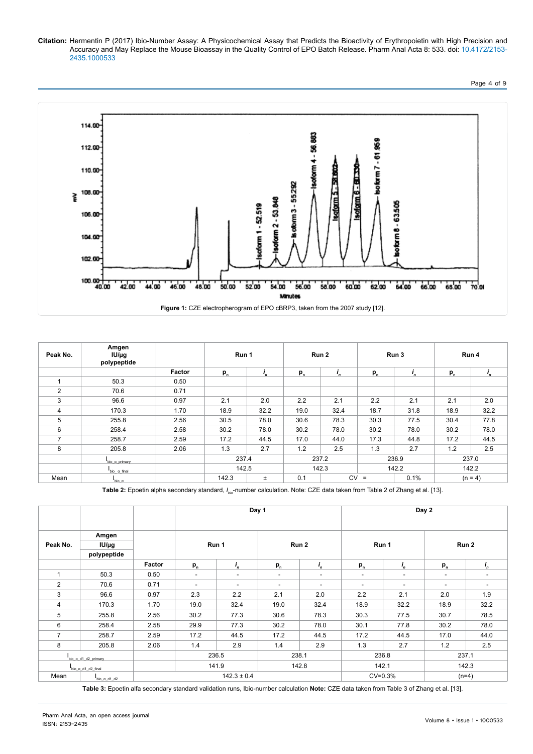Figure 1: CZE electropherogram of EPO cBRP3, taken from the 2007 study [12].

| Peak No. | Amgen IU/µg polypeptide | | Run 1 | | Run 2 | | Run 3 | | Run 4 | |
|---|---|---|---|---|---|---|---|---|---|---|
| | | Factor | $p_n$ | $i_n$ | $p_n$ | $i_n$ | $p_n$ | $i_n$ | $p_n$ | $i_n$ |
| 1 | 50.3 | 0.50 | | | | | | | | |
| 2 | 70.6 | 0.71 | | | | | | | | |
| 3 | 96.6 | 0.97 | 2.1 | 2.0 | 2.2 | 2.1 | 2.2 | 2.1 | 2.1 | 2.0 |
| 4 | 170.3 | 1.70 | 18.9 | 32.2 | 19.0 | 32.4 | 18.7 | 31.8 | 18.9 | 32.2 |
| 5 | 255.8 | 2.56 | 30.5 | 78.0 | 30.6 | 78.3 | 30.3 | 77.5 | 30.4 | 77.8 |
| 6 | 258.4 | 2.58 | 30.2 | 78.0 | 30.2 | 78.0 | 30.2 | 78.0 | 30.2 | 78.0 |
| 7 | 258.7 | 2.59 | 17.2 | 44.5 | 17.0 | 44.0 | 17.3 | 44.8 | 17.2 | 44.5 |
| 8 | 205.8 | 2.06 | 1.3 | 2.7 | 1.2 | 2.5 | 1.3 | 2.7 | 1.2 | 2.5 |
| | $I_{bio\_\alpha\_primary}$ | | 237.4 | | 237.2 | | 236.9 | | 237.0 | |
| | $I_{bio\_\alpha\_final}$ | | 142.5 | | 142.3 | | 142.2 | | 142.2 | |
| Mean | $I_{bio\_\alpha}$ | | 142.3 | ± | 0.1 | CV = | | 0.1% | (n = 4) | |

**Table 2:** Epoetin alpha secondary standard, $I_{bio}$-number calculation. Note: CZE data taken from Table 2 of Zhang et al. [13].

| | | | Day 1 | | | | Day 2 | | | |
|---|---|---|---|---|---|---|---|---|---|---|
| Peak No. | Amgen IU/µg polypeptide | | Run 1 | | Run 2 | | Run 1 | | Run 2 | |
| | | Factor | $p_n$ | $i_n$ | $p_n$ | $i_n$ | $p_n$ | $i_n$ | $p_n$ | $i_n$ |
| 1 | 50.3 | 0.50 | - | - | - | - | - | - | - | - |
| 2 | 70.6 | 0.71 | - | - | - | - | - | - | - | - |
| 3 | 96.6 | 0.97 | 2.3 | 2.2 | 2.1 | 2.0 | 2.2 | 2.1 | 2.0 | 1.9 |
| 4 | 170.3 | 1.70 | 19.0 | 32.4 | 19.0 | 32.4 | 18.9 | 32.2 | 18.9 | 32.2 |
| 5 | 255.8 | 2.56 | 30.2 | 77.3 | 30.6 | 78.3 | 30.3 | 77.5 | 30.7 | 78.5 |
| 6 | 258.4 | 2.58 | 29.9 | 77.3 | 30.2 | 78.0 | 30.1 | 77.8 | 30.2 | 78.0 |
| 7 | 258.7 | 2.59 | 17.2 | 44.5 | 17.2 | 44.5 | 17.2 | 44.5 | 17.0 | 44.0 |
| 8 | 205.8 | 2.06 | 1.4 | 2.9 | 1.4 | 2.9 | 1.3 | 2.7 | 1.2 | 2.5 |
| $I_{bio\_\alpha\_d1\_d2\_primary}$ | | | 236.5 | | 238.1 | | 236.8 | | 237.1 | |
| $I_{bio\_\alpha\_d1\_d2\_final}$ | | | 141.9 | | 142.8 | | 142.1 | | 142.3 | |
| Mean | $I_{bio\_\alpha\_d1\_d2}$ | | 142.3 ± 0.4 | | | | CV=0.3% | | (n=4) | |

**Table 3:** Epoetin alfa secondary standard validation runs, Ibio-number calculation **Note:** CZE data taken from Table 3 of Zhang et al. [13].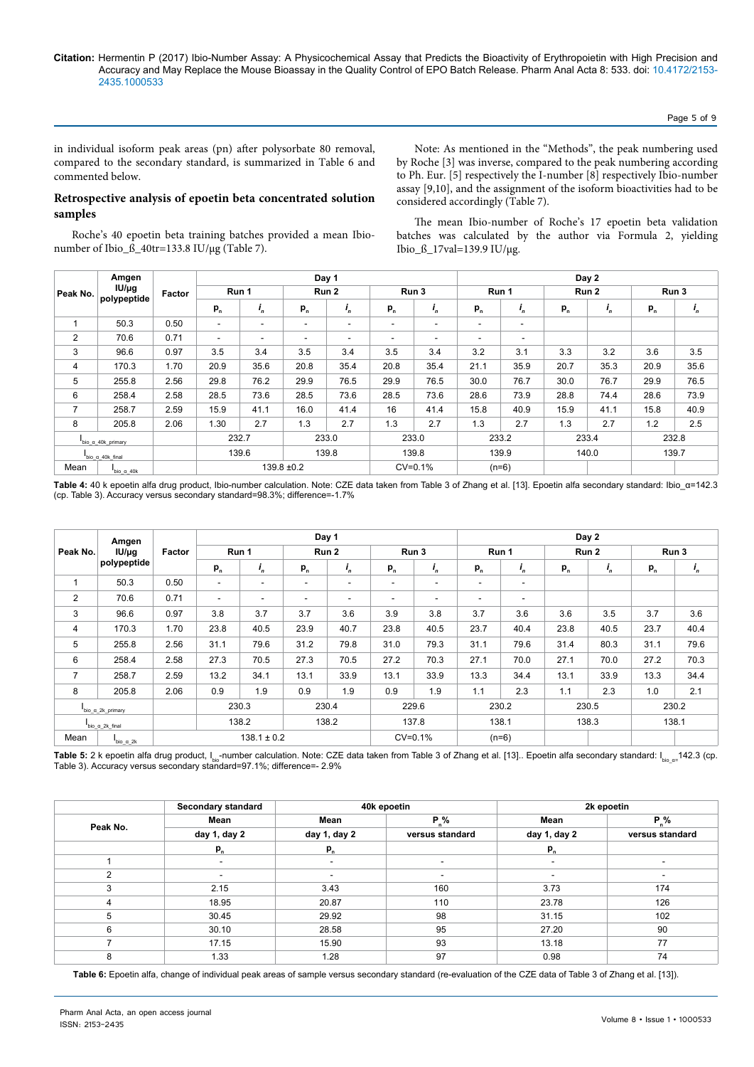in individual isoform peak areas (pn) after polysorbate 80 removal, compared to the secondary standard, is summarized in Table 6 and commented below.

## Retrospective analysis of epoetin beta concentrated solution samples

Roche's 40 epoetin beta training batches provided a mean Ibio-number of Ibio_ß_40tr=133.8 IU/µg (Table 7).

Note: As mentioned in the "Methods", the peak numbering used by Roche [3] was inverse, compared to the peak numbering according to Ph. Eur. [5] respectively the I-number [8] respectively Ibio-number assay [9,10], and the assignment of the isoform bioactivities had to be considered accordingly (Table 7).

The mean Ibio-number of Roche's 17 epoetin beta validation batches was calculated by the author via Formula 2, yielding Ibio_ß_17val=139.9 IU/µg.

| Peak No. | Amgen IU/µg polypeptide | Factor | Day 1 | | | | | | Day 2 | | | | | |
|---|---|---|---|---|---|---|---|---|---|---|---|---|---|---|
| | | | Run 1 | | Run 2 | | Run 3 | | Run 1 | | Run 2 | | Run 3 | |
| | | | $p_n$ | $i_n$ | $p_n$ | $i_n$ | $p_n$ | $i_n$ | $p_n$ | $i_n$ | $p_n$ | $i_n$ | $p_n$ | $i_n$ |
| 1 | 50.3 | 0.50 | - | - | - | - | - | - | - | - | | | | |
| 2 | 70.6 | 0.71 | - | - | - | - | - | - | - | - | | | | |
| 3 | 96.6 | 0.97 | 3.5 | 3.4 | 3.5 | 3.4 | 3.5 | 3.4 | 3.2 | 3.1 | 3.3 | 3.2 | 3.6 | 3.5 |
| 4 | 170.3 | 1.70 | 20.9 | 35.6 | 20.8 | 35.4 | 20.8 | 35.4 | 21.1 | 35.9 | 20.7 | 35.3 | 20.9 | 35.6 |
| 5 | 255.8 | 2.56 | 29.8 | 76.2 | 29.9 | 76.5 | 29.9 | 76.5 | 30.0 | 76.7 | 30.0 | 76.7 | 29.9 | 76.5 |
| 6 | 258.4 | 2.58 | 28.5 | 73.6 | 28.5 | 73.6 | 28.5 | 73.6 | 28.6 | 73.9 | 28.8 | 74.4 | 28.6 | 73.9 |
| 7 | 258.7 | 2.59 | 15.9 | 41.1 | 16.0 | 41.4 | 16 | 41.4 | 15.8 | 40.9 | 15.9 | 41.1 | 15.8 | 40.9 |
| 8 | 205.8 | 2.06 | 1.30 | 2.7 | 1.3 | 2.7 | 1.3 | 2.7 | 1.3 | 2.7 | 1.3 | 2.7 | 1.2 | 2.5 |
| $I_{bio\_\alpha\_40k\_primary}$ | | | 232.7 | | 233.0 | | 233.0 | | 233.2 | | 233.4 | | 232.8 | |
| $I_{bio\_\alpha\_40k\_final}$ | | | 139.6 | | 139.8 | | 139.8 | | 139.9 | | 140.0 | | 139.7 | |
| Mean | $I_{bio\_\alpha\_40k}$ | | 139.8 ±0.2 | | | | CV=0.1% | | (n=6) | | | | | |

**Table 4:** 40 k epoetin alfa drug product, Ibio-number calculation. Note: CZE data taken from Table 3 of Zhang et al. [13]. Epoetin alfa secondary standard: Ibio_α=142.3 (cp. Table 3). Accuracy versus secondary standard=98.3%; difference=-1.7%

| Peak No. | Amgen IU/µg polypeptide | Factor | Day 1 | | | | | | Day 2 | | | | | |
|---|---|---|---|---|---|---|---|---|---|---|---|---|---|---|
| | | | Run 1 | | Run 2 | | Run 3 | | Run 1 | | Run 2 | | Run 3 | |
| | | | $p_n$ | $i_n$ | $p_n$ | $i_n$ | $p_n$ | $i_n$ | $p_n$ | $i_n$ | $p_n$ | $i_n$ | $p_n$ | $i_n$ |
| 1 | 50.3 | 0.50 | - | - | - | - | - | - | - | - | | | | |
| 2 | 70.6 | 0.71 | - | - | - | - | - | - | - | - | | | | |
| 3 | 96.6 | 0.97 | 3.8 | 3.7 | 3.7 | 3.6 | 3.9 | 3.8 | 3.7 | 3.6 | 3.6 | 3.5 | 3.7 | 3.6 |
| 4 | 170.3 | 1.70 | 23.8 | 40.5 | 23.9 | 40.7 | 23.8 | 40.5 | 23.7 | 40.4 | 23.8 | 40.5 | 23.7 | 40.4 |
| 5 | 255.8 | 2.56 | 31.1 | 79.6 | 31.2 | 79.8 | 31.0 | 79.3 | 31.1 | 79.6 | 31.4 | 80.3 | 31.1 | 79.6 |
| 6 | 258.4 | 2.58 | 27.3 | 70.5 | 27.3 | 70.5 | 27.2 | 70.3 | 27.1 | 70.0 | 27.1 | 70.0 | 27.2 | 70.3 |
| 7 | 258.7 | 2.59 | 13.2 | 34.1 | 13.1 | 33.9 | 13.1 | 33.9 | 13.3 | 34.4 | 13.1 | 33.9 | 13.3 | 34.4 |
| 8 | 205.8 | 2.06 | 0.9 | 1.9 | 0.9 | 1.9 | 0.9 | 1.9 | 1.1 | 2.3 | 1.1 | 2.3 | 1.0 | 2.1 |
| $I_{bio\_\alpha\_2k\_primary}$ | | | 230.3 | | 230.4 | | 229.6 | | 230.2 | | 230.5 | | 230.2 | |
| $I_{bio\_\alpha\_2k\_final}$ | | | 138.2 | | 138.2 | | 137.8 | | 138.1 | | 138.3 | | 138.1 | |
| Mean | $I_{bio\_\alpha\_2k}$ | | 138.1 ± 0.2 | | | | CV=0.1% | | (n=6) | | | | | |

**Table 5:** 2 k epoetin alfa drug product, $I_{bio}$-number calculation. Note: CZE data taken from Table 3 of Zhang et al. [13].. Epoetin alfa secondary standard: $I_{bio\_\alpha=}$142.3 (cp. Table 3). Accuracy versus secondary standard=97.1%; difference=- 2.9%

| Peak No. | Secondary standard | 40k epoetin | | 2k epoetin | |
|---|---|---|---|---|---|
| | Mean | Mean | $P_n$% | Mean | $P_n$% |
| | day 1, day 2 | day 1, day 2 | versus standard | day 1, day 2 | versus standard |
| | $p_n$ | $p_n$ | | $p_n$ | |
| 1 | - | - | - | - | - |
| 2 | - | - | - | - | - |
| 3 | 2.15 | 3.43 | 160 | 3.73 | 174 |
| 4 | 18.95 | 20.87 | 110 | 23.78 | 126 |
| 5 | 30.45 | 29.92 | 98 | 31.15 | 102 |
| 6 | 30.10 | 28.58 | 95 | 27.20 | 90 |
| 7 | 17.15 | 15.90 | 93 | 13.18 | 77 |
| 8 | 1.33 | 1.28 | 97 | 0.98 | 74 |

**Table 6:** Epoetin alfa, change of individual peak areas of sample versus secondary standard (re-evaluation of the CZE data of Table 3 of Zhang et al. [13]).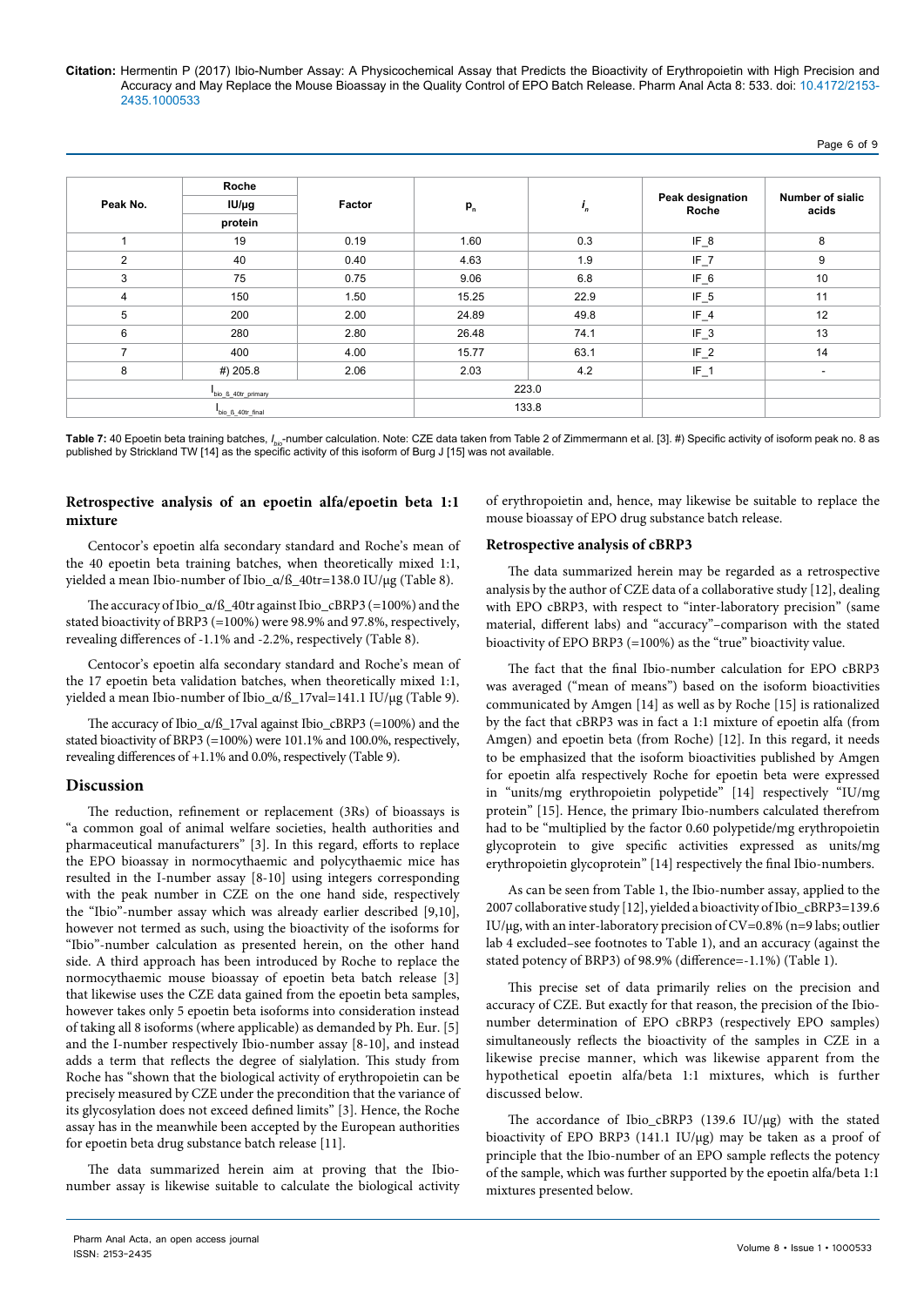| Peak No. | Roche IU/µg protein | Factor | $p_n$ | $i_n$ | Peak designation Roche | Number of sialic acids |
|---|---|---|---|---|---|---|
| 1 | 19 | 0.19 | 1.60 | 0.3 | IF_8 | 8 |
| 2 | 40 | 0.40 | 4.63 | 1.9 | IF_7 | 9 |
| 3 | 75 | 0.75 | 9.06 | 6.8 | IF_6 | 10 |
| 4 | 150 | 1.50 | 15.25 | 22.9 | IF_5 | 11 |
| 5 | 200 | 2.00 | 24.89 | 49.8 | IF_4 | 12 |
| 6 | 280 | 2.80 | 26.48 | 74.1 | IF_3 | 13 |
| 7 | 400 | 4.00 | 15.77 | 63.1 | IF_2 | 14 |
| 8 | #) 205.8 | 2.06 | 2.03 | 4.2 | IF_1 | - |
| $I_{bio\_ß\_40tr\_primary}$ | | | 223.0 | | | |
| $I_{bio\_ß\_40tr\_final}$ | | | 133.8 | | | |

**Table 7:** 40 Epoetin beta training batches, $I_{bio}$-number calculation. Note: CZE data taken from Table 2 of Zimmermann et al. [3]. #) Specific activity of isoform peak no. 8 as published by Strickland TW [14] as the specific activity of this isoform of Burg J [15] was not available.

### Retrospective analysis of an epoetin alfa/epoetin beta 1:1 mixture

Centocor's epoetin alfa secondary standard and Roche's mean of the 40 epoetin beta training batches, when theoretically mixed 1:1, yielded a mean Ibio-number of Ibio_α/ß_40tr=138.0 IU/µg (Table 8).

The accuracy of Ibio_α/ß_40tr against Ibio_cBRP3 (=100%) and the stated bioactivity of BRP3 (=100%) were 98.9% and 97.8%, respectively, revealing differences of -1.1% and -2.2%, respectively (Table 8).

Centocor's epoetin alfa secondary standard and Roche's mean of the 17 epoetin beta validation batches, when theoretically mixed 1:1, yielded a mean Ibio-number of Ibio_α/ß_17val=141.1 IU/µg (Table 9).

The accuracy of Ibio_α/ß_17val against Ibio_cBRP3 (=100%) and the stated bioactivity of BRP3 (=100%) were 101.1% and 100.0%, respectively, revealing differences of +1.1% and 0.0%, respectively (Table 9).

## Discussion

The reduction, refinement or replacement (3Rs) of bioassays is "a common goal of animal welfare societies, health authorities and pharmaceutical manufacturers" [3]. In this regard, efforts to replace the EPO bioassay in normocythaemic and polycythaemic mice has resulted in the I-number assay [8-10] using integers corresponding with the peak number in CZE on the one hand side, respectively the "Ibio"-number assay which was already earlier described [9,10], however not termed as such, using the bioactivity of the isoforms for "Ibio"-number calculation as presented herein, on the other hand side. A third approach has been introduced by Roche to replace the normocythaemic mouse bioassay of epoetin beta batch release [3] that likewise uses the CZE data gained from the epoetin beta samples, however takes only 5 epoetin beta isoforms into consideration instead of taking all 8 isoforms (where applicable) as demanded by Ph. Eur. [5] and the I-number respectively Ibio-number assay [8-10], and instead adds a term that reflects the degree of sialylation. This study from Roche has "shown that the biological activity of erythropoietin can be precisely measured by CZE under the precondition that the variance of its glycosylation does not exceed defined limits" [3]. Hence, the Roche assay has in the meanwhile been accepted by the European authorities for epoetin beta drug substance batch release [11].

The data summarized herein aim at proving that the Ibio-number assay is likewise suitable to calculate the biological activity of erythropoietin and, hence, may likewise be suitable to replace the mouse bioassay of EPO drug substance batch release.

### Retrospective analysis of cBRP3

The data summarized herein may be regarded as a retrospective analysis by the author of CZE data of a collaborative study [12], dealing with EPO cBRP3, with respect to "inter-laboratory precision" (same material, different labs) and "accuracy"–comparison with the stated bioactivity of EPO BRP3 (=100%) as the "true" bioactivity value.

The fact that the final Ibio-number calculation for EPO cBRP3 was averaged ("mean of means") based on the isoform bioactivities communicated by Amgen [14] as well as by Roche [15] is rationalized by the fact that cBRP3 was in fact a 1:1 mixture of epoetin alfa (from Amgen) and epoetin beta (from Roche) [12]. In this regard, it needs to be emphasized that the isoform bioactivities published by Amgen for epoetin alfa respectively Roche for epoetin beta were expressed in "units/mg erythropoietin polypeptide" [14] respectively "IU/mg protein" [15]. Hence, the primary Ibio-numbers calculated therefrom had to be "multiplied by the factor 0.60 polypeptide/mg erythropoietin glycoprotein to give specific activities expressed as units/mg erythropoietin glycoprotein" [14] respectively the final Ibio-numbers.

As can be seen from Table 1, the Ibio-number assay, applied to the 2007 collaborative study [12], yielded a bioactivity of Ibio_cBRP3=139.6 IU/µg, with an inter-laboratory precision of CV=0.8% (n=9 labs; outlier lab 4 excluded–see footnotes to Table 1), and an accuracy (against the stated potency of BRP3) of 98.9% (difference=-1.1%) (Table 1).

This precise set of data primarily relies on the precision and accuracy of CZE. But exactly for that reason, the precision of the Ibio-number determination of EPO cBRP3 (respectively EPO samples) simultaneously reflects the bioactivity of the samples in CZE in a likewise precise manner, which was likewise apparent from the hypothetical epoetin alfa/beta 1:1 mixtures, which is further discussed below.

The accordance of Ibio_cBRP3 (139.6 IU/µg) with the stated bioactivity of EPO BRP3 (141.1 IU/µg) may be taken as a proof of principle that the Ibio-number of an EPO sample reflects the potency of the sample, which was further supported by the epoetin alfa/beta 1:1 mixtures presented below.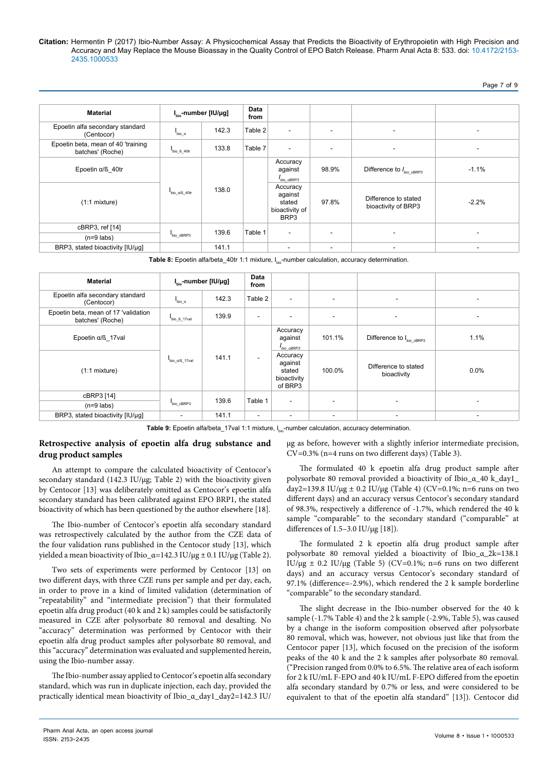| Material | $I_{bio}$-number [IU/µg] | | Data from | | | | |
|---|---|---|---|---|---|---|---|
| Epoetin alfa secondary standard (Centocor) | $I_{bio\_\alpha}$ | 142.3 | Table 2 | - | - | - | - |
| Epoetin beta, mean of 40 'training batches' (Roche) | $I_{bio\_ß\_40tr}$ | 133.8 | Table 7 | - | - | - | - |
| Epoetin α/ß_40tr | $I_{bio\_\alpha/ß\_40tr}$ | 138.0 | | Accuracy against $I_{bio\_cBRP3}$ | 98.9% | Difference to $I_{bio\_cBRP3}$ | -1.1% |
| (1:1 mixture) | | | | Accuracy against stated bioactivity of BRP3 | 97.8% | Difference to stated bioactivity of BRP3 | -2.2% |
| cBRP3, ref [14] (n=9 labs) | $I_{bio\_cBRP3}$ | 139.6 | Table 1 | - | - | - | - |
| BRP3, stated bioactivity [IU/µg] | | 141.1 | | - | - | - | - |

**Table 8:** Epoetin alfa/beta_40tr 1:1 mixture, $I_{bio}$-number calculation, accuracy determination.

| Material | $I_{bio}$-number [IU/µg] | | Data from | | | | |
|---|---|---|---|---|---|---|---|
| Epoetin alfa secondary standard (Centocor) | $I_{bio\_\alpha}$ | 142.3 | Table 2 | - | - | - | - |
| Epoetin beta, mean of 17 'validation batches' (Roche) | $I_{bio\_ß\_17val}$ | 139.9 | - | - | - | - | - |
| Epoetin α/ß_17val | $I_{bio\_\alpha/ß\_17val}$ | 141.1 | - | Accuracy against $I_{bio\_cBRP3}$ | 101.1% | Difference to $I_{bio\_cBRP3}$ | 1.1% |
| (1:1 mixture) | | | | Accuracy against stated bioactivity of BRP3 | 100.0% | Difference to stated bioactivity | 0.0% |
| cBRP3 [14] (n=9 labs) | $I_{bio\_cBRP3}$ | 139.6 | Table 1 | - | - | - | - |
| BRP3, stated bioactivity [IU/µg] | - | 141.1 | - | - | - | - | - |

**Table 9:** Epoetin alfa/beta_17val 1:1 mixture, $I_{bio}$-number calculation, accuracy determination.

### Retrospective analysis of epoetin alfa drug substance and drug product samples

An attempt to compare the calculated bioactivity of Centocor's secondary standard (142.3 IU/µg; Table 2) with the bioactivity given by Centocor [13] was deliberately omitted as Centocor's epoetin alfa secondary standard has been calibrated against EPO BRP1, the stated bioactivity of which has been questioned by the author elsewhere [18].

The Ibio-number of Centocor's epoetin alfa secondary standard was retrospectively calculated by the author from the CZE data of the four validation runs published in the Centocor study [13], which yielded a mean bioactivity of Ibio_α=142.3 IU/µg ± 0.1 IU/µg (Table 2).

Two sets of experiments were performed by Centocor [13] on two different days, with three CZE runs per sample and per day, each, in order to prove in a kind of limited validation (determination of "repeatability" and "intermediate precision") that their formulated epoetin alfa drug product (40 k and 2 k) samples could be satisfactorily measured in CZE after polysorbate 80 removal and desalting. No "accuracy" determination was performed by Centocor with their epoetin alfa drug product samples after polysorbate 80 removal, and this "accuracy" determination was evaluated and supplemented herein, using the Ibio-number assay.

The Ibio-number assay applied to Centocor's epoetin alfa secondary standard, which was run in duplicate injection, each day, provided the practically identical mean bioactivity of Ibio_α_day1_day2=142.3 IU/µg as before, however with a slightly inferior intermediate precision, CV=0.3% (n=4 runs on two different days) (Table 3).

The formulated 40 k epoetin alfa drug product sample after polysorbate 80 removal provided a bioactivity of Ibio_α_40 k_day1_day2=139.8 IU/µg ± 0.2 IU/µg (Table 4) (CV=0.1%; n=6 runs on two different days) and an accuracy versus Centocor's secondary standard of 98.3%, respectively a difference of -1.7%, which rendered the 40 k sample "comparable" to the secondary standard ("comparable" at differences of 1.5–3.0 IU/µg [18]).

The formulated 2 k epoetin alfa drug product sample after polysorbate 80 removal yielded a bioactivity of Ibio_α_2k=138.1 IU/µg ± 0.2 IU/µg (Table 5) (CV=0.1%; n=6 runs on two different days) and an accuracy versus Centocor's secondary standard of 97.1% (difference=-2.9%), which rendered the 2 k sample borderline "comparable" to the secondary standard.

The slight decrease in the Ibio-number observed for the 40 k sample (-1.7% Table 4) and the 2 k sample (-2.9%, Table 5), was caused by a change in the isoform composition observed after polysorbate 80 removal, which was, however, not obvious just like that from the Centocor paper [13], which focused on the precision of the isoform peaks of the 40 k and the 2 k samples after polysorbate 80 removal. ("Precision ranged from 0.0% to 6.5%. The relative area of each isoform for 2 k IU/mL F-EPO and 40 k IU/mL F-EPO differed from the epoetin alfa secondary standard by 0.7% or less, and were considered to be equivalent to that of the epoetin alfa standard" [13]). Centocor did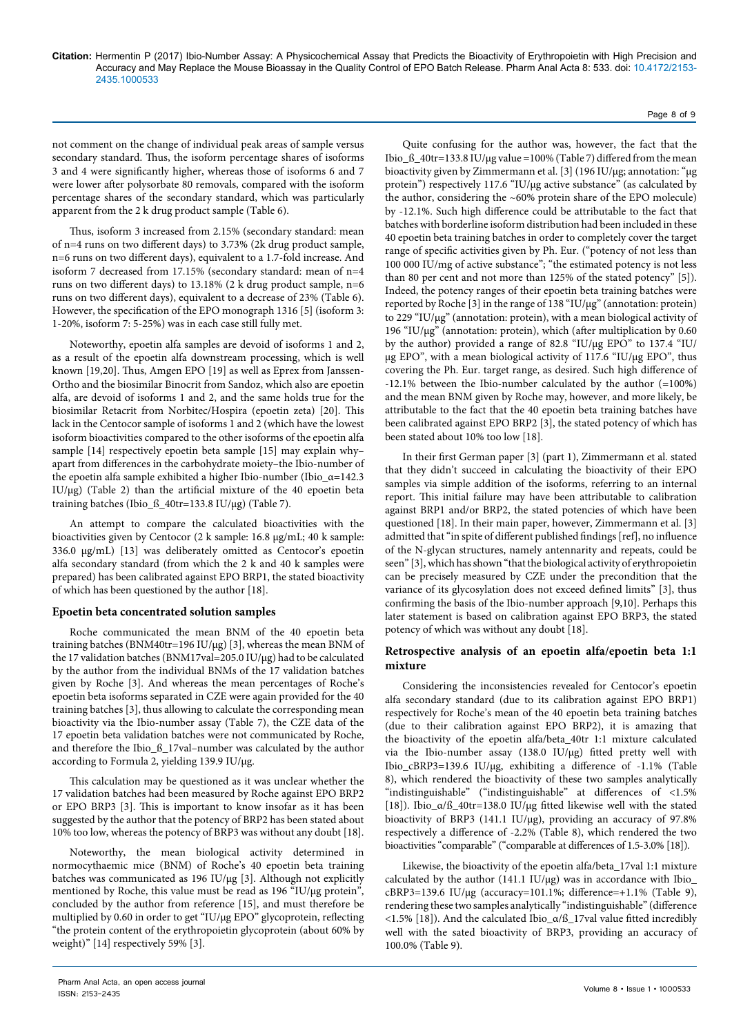not comment on the change of individual peak areas of sample versus secondary standard. Thus, the isoform percentage shares of isoforms 3 and 4 were significantly higher, whereas those of isoforms 6 and 7 were lower after polysorbate 80 removals, compared with the isoform percentage shares of the secondary standard, which was particularly apparent from the 2 k drug product sample (Table 6).

Thus, isoform 3 increased from 2.15% (secondary standard: mean of n=4 runs on two different days) to 3.73% (2k drug product sample, n=6 runs on two different days), equivalent to a 1.7-fold increase. And isoform 7 decreased from 17.15% (secondary standard: mean of n=4 runs on two different days) to 13.18% (2 k drug product sample, n=6 runs on two different days), equivalent to a decrease of 23% (Table 6). However, the specification of the EPO monograph 1316 [5] (isoform 3: 1-20%, isoform 7: 5-25%) was in each case still fully met.

Noteworthy, epoetin alfa samples are devoid of isoforms 1 and 2, as a result of the epoetin alfa downstream processing, which is well known [19,20]. Thus, Amgen EPO [19] as well as Eprex from Janssen-Ortho and the biosimilar Binocrit from Sandoz, which also are epoetin alfa, are devoid of isoforms 1 and 2, and the same holds true for the biosimilar Retacrit from Norbitec/Hospira (epoetin zeta) [20]. This lack in the Centocor sample of isoforms 1 and 2 (which have the lowest isoform bioactivities compared to the other isoforms of the epoetin alfa sample [14] respectively epoetin beta sample [15] may explain why–apart from differences in the carbohydrate moiety–the Ibio-number of the epoetin alfa sample exhibited a higher Ibio-number (Ibio_α=142.3 IU/µg) (Table 2) than the artificial mixture of the 40 epoetin beta training batches (Ibio_ß_40tr=133.8 IU/µg) (Table 7).

An attempt to compare the calculated bioactivities with the bioactivities given by Centocor (2 k sample: 16.8 µg/mL; 40 k sample: 336.0 µg/mL) [13] was deliberately omitted as Centocor's epoetin alfa secondary standard (from which the 2 k and 40 k samples were prepared) has been calibrated against EPO BRP1, the stated bioactivity of which has been questioned by the author [18].

### Epoetin beta concentrated solution samples

Roche communicated the mean BNM of the 40 epoetin beta training batches (BNM40tr=196 IU/µg) [3], whereas the mean BNM of the 17 validation batches (BNM17val=205.0 IU/µg) had to be calculated by the author from the individual BNMs of the 17 validation batches given by Roche [3]. And whereas the mean percentages of Roche's epoetin beta isoforms separated in CZE were again provided for the 40 training batches [3], thus allowing to calculate the corresponding mean bioactivity via the Ibio-number assay (Table 7), the CZE data of the 17 epoetin beta validation batches were not communicated by Roche, and therefore the Ibio_ß_17val–number was calculated by the author according to Formula 2, yielding 139.9 IU/µg.

This calculation may be questioned as it was unclear whether the 17 validation batches had been measured by Roche against EPO BRP2 or EPO BRP3 [3]. This is important to know insofar as it has been suggested by the author that the potency of BRP2 has been stated about 10% too low, whereas the potency of BRP3 was without any doubt [18].

Noteworthy, the mean biological activity determined in normocythaemic mice (BNM) of Roche's 40 epoetin beta training batches was communicated as 196 IU/µg [3]. Although not explicitly mentioned by Roche, this value must be read as 196 "IU/µg protein", concluded by the author from reference [15], and must therefore be multiplied by 0.60 in order to get "IU/µg EPO" glycoprotein, reflecting "the protein content of the erythropoietin glycoprotein (about 60% by weight)" [14] respectively 59% [3].

Quite confusing for the author was, however, the fact that the Ibio_ß_40tr=133.8 IU/µg value =100% (Table 7) differed from the mean bioactivity given by Zimmermann et al. [3] (196 IU/µg; annotation: "µg protein") respectively 117.6 "IU/µg active substance" (as calculated by the author, considering the ~60% protein share of the EPO molecule) by -12.1%. Such high difference could be attributable to the fact that batches with borderline isoform distribution had been included in these 40 epoetin beta training batches in order to completely cover the target range of specific activities given by Ph. Eur. ("potency of not less than 100 000 IU/mg of active substance"; "the estimated potency is not less than 80 per cent and not more than 125% of the stated potency" [5]). Indeed, the potency ranges of their epoetin beta training batches were reported by Roche [3] in the range of 138 "IU/µg" (annotation: protein) to 229 "IU/µg" (annotation: protein), with a mean biological activity of 196 "IU/µg" (annotation: protein), which (after multiplication by 0.60 by the author) provided a range of 82.8 "IU/µg EPO" to 137.4 "IU/µg EPO", with a mean biological activity of 117.6 "IU/µg EPO", thus covering the Ph. Eur. target range, as desired. Such high difference of -12.1% between the Ibio-number calculated by the author (=100%) and the mean BNM given by Roche may, however, and more likely, be attributable to the fact that the 40 epoetin beta training batches have been calibrated against EPO BRP2 [3], the stated potency of which has been stated about 10% too low [18].

In their first German paper [3] (part 1), Zimmermann et al. stated that they didn't succeed in calculating the bioactivity of their EPO samples via simple addition of the isoforms, referring to an internal report. This initial failure may have been attributable to calibration against BRP1 and/or BRP2, the stated potencies of which have been questioned [18]. In their main paper, however, Zimmermann et al. [3] admitted that "in spite of different published findings [ref], no influence of the N-glycan structures, namely antennarity and repeats, could be seen" [3], which has shown "that the biological activity of erythropoietin can be precisely measured by CZE under the precondition that the variance of its glycosylation does not exceed defined limits" [3], thus confirming the basis of the Ibio-number approach [9,10]. Perhaps this later statement is based on calibration against EPO BRP3, the stated potency of which was without any doubt [18].

### Retrospective analysis of an epoetin alfa/epoetin beta 1:1 mixture

Considering the inconsistencies revealed for Centocor's epoetin alfa secondary standard (due to its calibration against EPO BRP1) respectively for Roche's mean of the 40 epoetin beta training batches (due to their calibration against EPO BRP2), it is amazing that the bioactivity of the epoetin alfa/beta_40tr 1:1 mixture calculated via the Ibio-number assay (138.0 IU/µg) fitted pretty well with Ibio_cBRP3=139.6 IU/µg, exhibiting a difference of -1.1% (Table 8), which rendered the bioactivity of these two samples analytically "indistinguishable" ("indistinguishable" at differences of <1.5% [18]). Ibio_α/ß_40tr=138.0 IU/µg fitted likewise well with the stated bioactivity of BRP3 (141.1 IU/µg), providing an accuracy of 97.8% respectively a difference of -2.2% (Table 8), which rendered the two bioactivities "comparable" ("comparable at differences of 1.5-3.0% [18]).

Likewise, the bioactivity of the epoetin alfa/beta_17val 1:1 mixture calculated by the author (141.1 IU/µg) was in accordance with Ibio_cBRP3=139.6 IU/µg (accuracy=101.1%; difference=+1.1% (Table 9), rendering these two samples analytically "indistinguishable" (difference <1.5% [18]). And the calculated Ibio_α/ß_17val value fitted incredibly well with the sated bioactivity of BRP3, providing an accuracy of 100.0% (Table 9).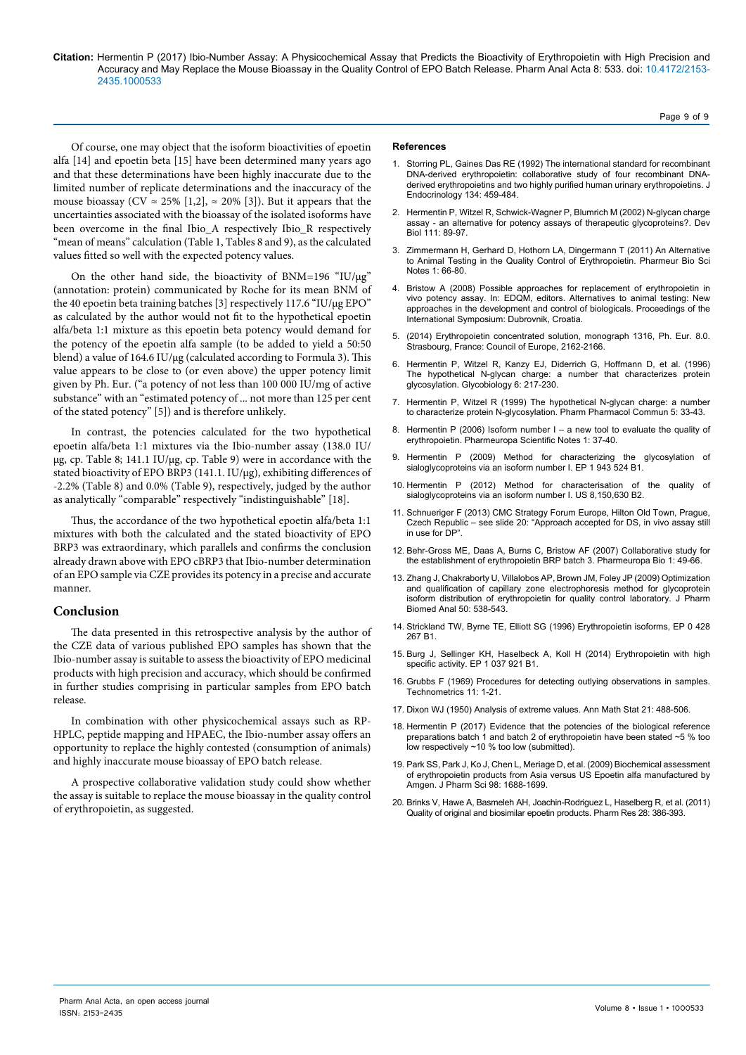Of course, one may object that the isoform bioactivities of epoetin alfa [14] and epoetin beta [15] have been determined many years ago and that these determinations have been highly inaccurate due to the limited number of replicate determinations and the inaccuracy of the mouse bioassay (CV ≈ 25% [1,2], ≈ 20% [3]). But it appears that the uncertainties associated with the bioassay of the isolated isoforms have been overcome in the final Ibio_A respectively Ibio_R respectively "mean of means" calculation (Table 1, Tables 8 and 9), as the calculated values fitted so well with the expected potency values.

On the other hand side, the bioactivity of BNM=196 "IU/µg" (annotation: protein) communicated by Roche for its mean BNM of the 40 epoetin beta training batches [3] respectively 117.6 "IU/µg EPO" as calculated by the author would not fit to the hypothetical epoetin alfa/beta 1:1 mixture as this epoetin beta potency would demand for the potency of the epoetin alfa sample (to be added to yield a 50:50 blend) a value of 164.6 IU/µg (calculated according to Formula 3). This value appears to be close to (or even above) the upper potency limit given by Ph. Eur. ("a potency of not less than 100 000 IU/mg of active substance" with an "estimated potency of ... not more than 125 per cent of the stated potency" [5]) and is therefore unlikely.

In contrast, the potencies calculated for the two hypothetical epoetin alfa/beta 1:1 mixtures via the Ibio-number assay (138.0 IU/µg, cp. Table 8; 141.1 IU/µg, cp. Table 9) were in accordance with the stated bioactivity of EPO BRP3 (141.1. IU/µg), exhibiting differences of -2.2% (Table 8) and 0.0% (Table 9), respectively, judged by the author as analytically "comparable" respectively "indistinguishable" [18].

Thus, the accordance of the two hypothetical epoetin alfa/beta 1:1 mixtures with both the calculated and the stated bioactivity of EPO BRP3 was extraordinary, which parallels and confirms the conclusion already drawn above with EPO cBRP3 that Ibio-number determination of an EPO sample via CZE provides its potency in a precise and accurate manner.

## Conclusion

The data presented in this retrospective analysis by the author of the CZE data of various published EPO samples has shown that the Ibio-number assay is suitable to assess the bioactivity of EPO medicinal products with high precision and accuracy, which should be confirmed in further studies comprising in particular samples from EPO batch release.

In combination with other physicochemical assays such as RP-HPLC, peptide mapping and HPAEC, the Ibio-number assay offers an opportunity to replace the highly contested (consumption of animals) and highly inaccurate mouse bioassay of EPO batch release.

A prospective collaborative validation study could show whether the assay is suitable to replace the mouse bioassay in the quality control of erythropoietin, as suggested.

### References

1. Storring PL, Gaines Das RE (1992) The international standard for recombinant DNA-derived erythropoietin: collaborative study of four recombinant DNA-derived erythropoietins and two highly purified human urinary erythropoietins. J Endocrinology 134: 459-484.
2. Hermentin P, Witzel R, Schwick-Wagner P, Blumrich M (2002) N-glycan charge assay - an alternative for potency assays of therapeutic glycoproteins?. Dev Biol 111: 89-97.
3. Zimmermann H, Gerhard D, Hothorn LA, Dingermann T (2011) An Alternative to Animal Testing in the Quality Control of Erythropoietin. Pharmeur Bio Sci Notes 1: 66-80.
4. Bristow A (2008) Possible approaches for replacement of erythropoietin in vivo potency assay. In: EDQM, editors. Alternatives to animal testing: New approaches in the development and control of biologicals. Proceedings of the International Symposium: Dubrovnik, Croatia.
5. (2014) Erythropoietin concentrated solution, monograph 1316, Ph. Eur. 8.0. Strasbourg, France: Council of Europe, 2162-2166.
6. Hermentin P, Witzel R, Kanzy EJ, Diderrich G, Hoffmann D, et al. (1996) The hypothetical N-glycan charge: a number that characterizes protein glycosylation. Glycobiology 6: 217-230.
7. Hermentin P, Witzel R (1999) The hypothetical N-glycan charge: a number to characterize protein N-glycosylation. Pharm Pharmacol Commun 5: 33-43.
8. Hermentin P (2006) Isoform number I – a new tool to evaluate the quality of erythropoietin. Pharmeuropa Scientific Notes 1: 37-40.
9. Hermentin P (2009) Method for characterizing the glycosylation of sialoglycoproteins via an isoform number I. EP 1 943 524 B1.
10. Hermentin P (2012) Method for characterisation of the quality of sialoglycoproteins via an isoform number I. US 8,150,630 B2.
11. Schnueriger F (2013) CMC Strategy Forum Europe, Hilton Old Town, Prague, Czech Republic – see slide 20: "Approach accepted for DS, in vivo assay still in use for DP".
12. Behr-Gross ME, Daas A, Burns C, Bristow AF (2007) Collaborative study for the establishment of erythropoietin BRP batch 3. Pharmeuropa Bio 1: 49-66.
13. Zhang J, Chakraborty U, Villalobos AP, Brown JM, Foley JP (2009) Optimization and qualification of capillary zone electrophoresis method for glycoprotein isoform distribution of erythropoietin for quality control laboratory. J Pharm Biomed Anal 50: 538-543.
14. Strickland TW, Byrne TE, Elliott SG (1996) Erythropoietin isoforms, EP 0 428 267 B1.
15. Burg J, Sellinger KH, Haselbeck A, Koll H (2014) Erythropoietin with high specific activity. EP 1 037 921 B1.
16. Grubbs F (1969) Procedures for detecting outlying observations in samples. Technometrics 11: 1-21.
17. Dixon WJ (1950) Analysis of extreme values. Ann Math Stat 21: 488-506.
18. Hermentin P (2017) Evidence that the potencies of the biological reference preparations batch 1 and batch 2 of erythropoietin have been stated ~5 % too low respectively ~10 % too low (submitted).
19. Park SS, Park J, Ko J, Chen L, Meriage D, et al. (2009) Biochemical assessment of erythropoietin products from Asia versus US Epoetin alfa manufactured by Amgen. J Pharm Sci 98: 1688-1699.
20. Brinks V, Hawe A, Basmeleh AH, Joachin-Rodriguez L, Haselberg R, et al. (2011) Quality of original and biosimilar epoetin products. Pharm Res 28: 386-393.